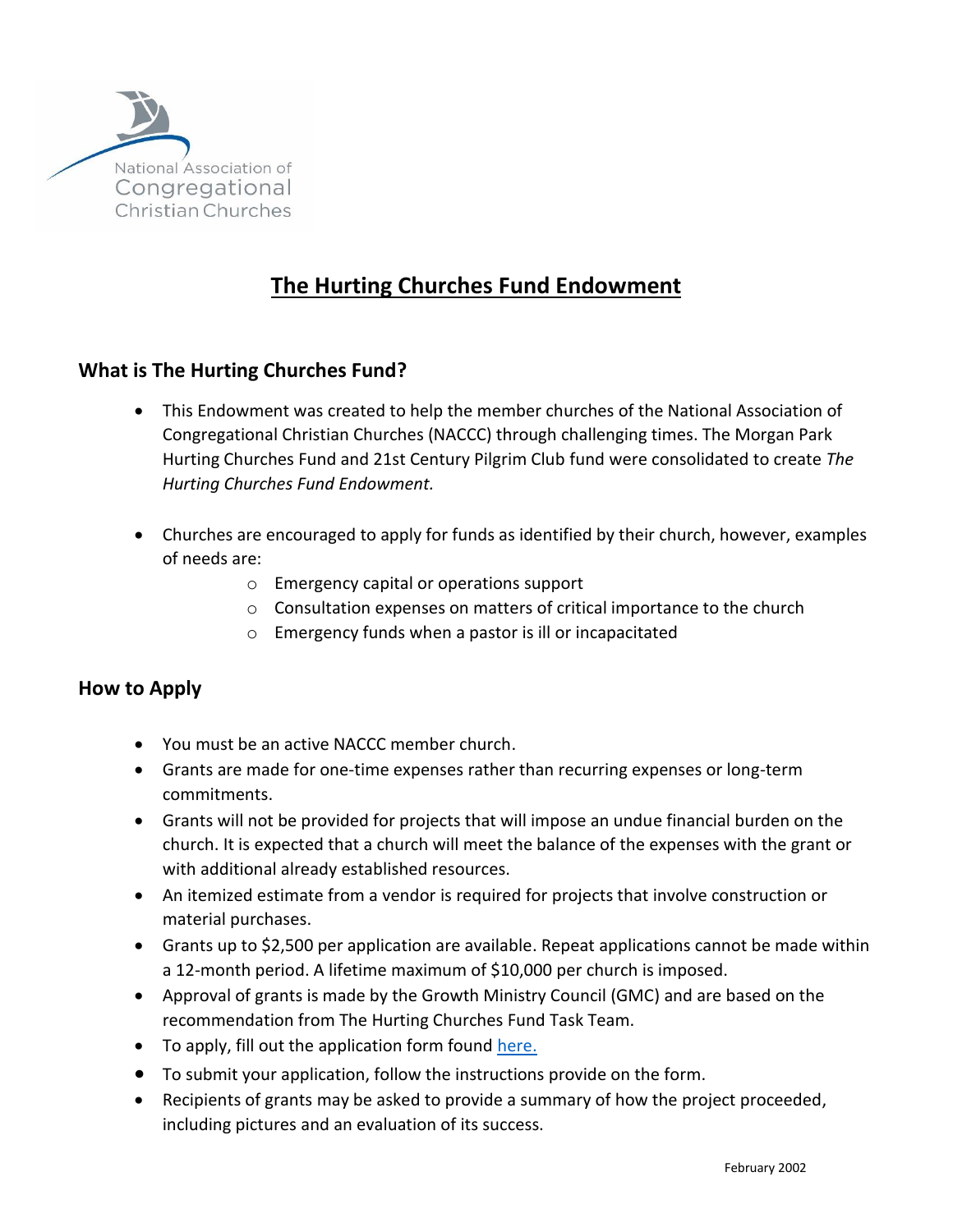National Association of Congregational Christian Churches

# The Hurting Churches Fund Endowment

## What is The Hurting Churches Fund?

- This Endowment was created to help the member churches of the National Association of Congregational Christian Churches (NACCC) through challenging times. The Morgan Park Hurting Churches Fund and 21st Century Pilgrim Club fund were consolidated to create *The Hurting Churches Fund Endowment.*

- Churches are encouraged to apply for funds as identified by their church, however, examples of needs are:
  - Emergency capital or operations support
  - Consultation expenses on matters of critical importance to the church
  - Emergency funds when a pastor is ill or incapacitated

## How to Apply

- You must be an active NACCC member church.
- Grants are made for one-time expenses rather than recurring expenses or long-term commitments.
- Grants will not be provided for projects that will impose an undue financial burden on the church. It is expected that a church will meet the balance of the expenses with the grant or with additional already established resources.
- An itemized estimate from a vendor is required for projects that involve construction or material purchases.
- Grants up to $2,500 per application are available. Repeat applications cannot be made within a 12-month period. A lifetime maximum of $10,000 per church is imposed.
- Approval of grants is made by the Growth Ministry Council (GMC) and are based on the recommendation from The Hurting Churches Fund Task Team.
- To apply, fill out the application form found here.
- To submit your application, follow the instructions provide on the form.
- Recipients of grants may be asked to provide a summary of how the project proceeded, including pictures and an evaluation of its success.

February 2002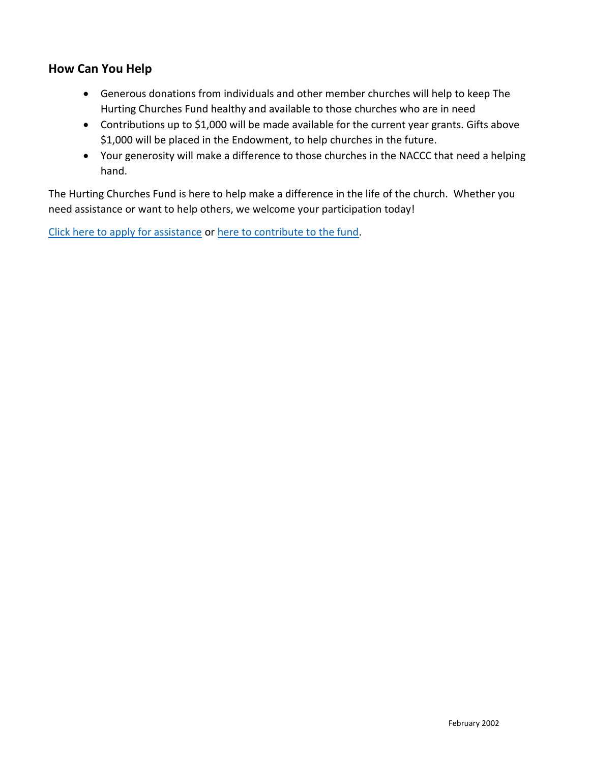## How Can You Help

- Generous donations from individuals and other member churches will help to keep The Hurting Churches Fund healthy and available to those churches who are in need
- Contributions up to $1,000 will be made available for the current year grants. Gifts above $1,000 will be placed in the Endowment, to help churches in the future.
- Your generosity will make a difference to those churches in the NACCC that need a helping hand.

The Hurting Churches Fund is here to help make a difference in the life of the church. Whether you need assistance or want to help others, we welcome your participation today!

Click here to apply for assistance or here to contribute to the fund.

February 2002